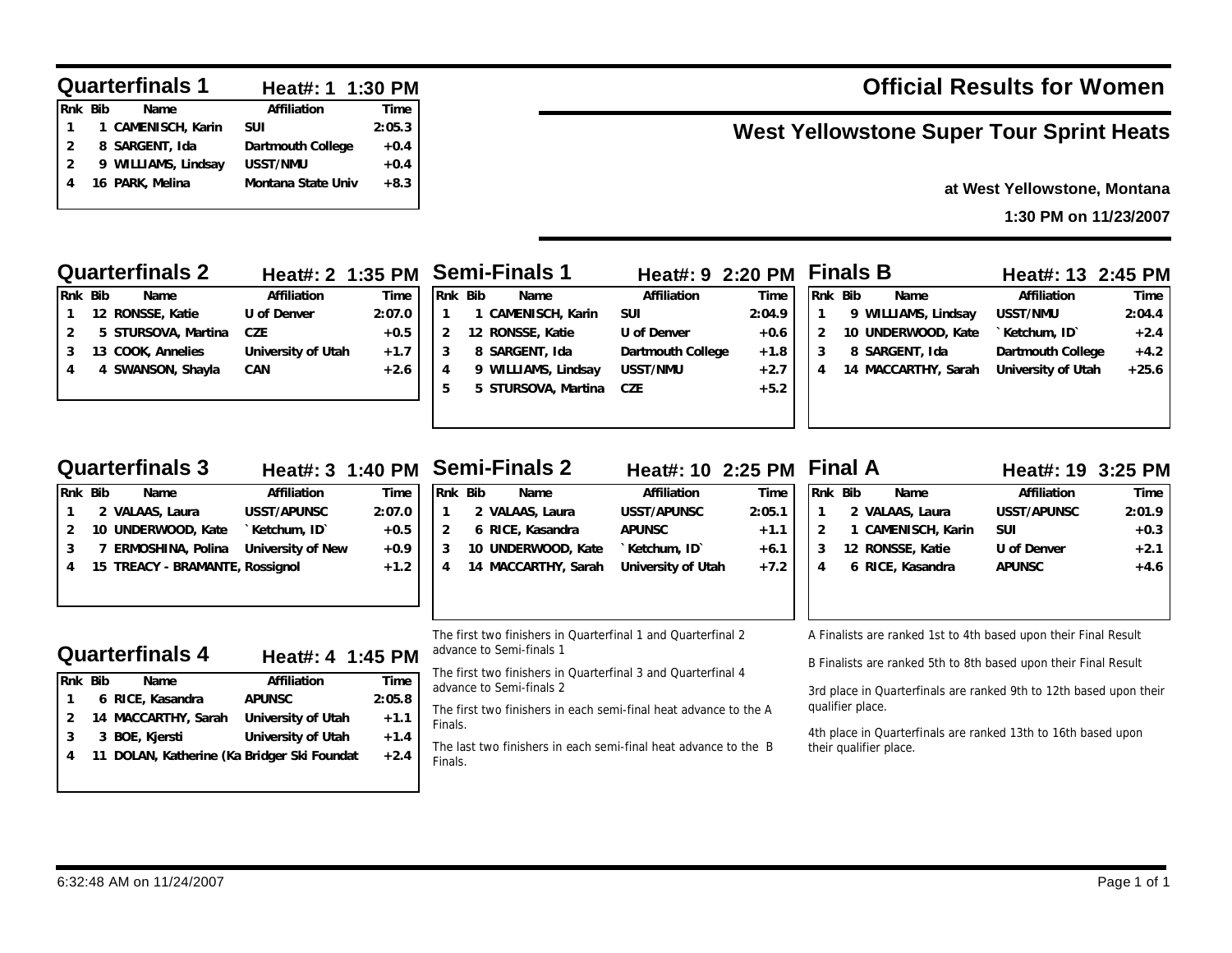# Official Results for Women

## West Yellowstone Super Tour Sprint Heats

at West Yellowstone, Montana

1:30 PM on 11/23/2007

### Quarterfinals 1 — Heat#: 1 1:30 PM

| Rnk | Bib | Name | Affiliation | Time |
|---|---|---|---|---|
| 1 | 1 | CAMENISCH, Karin | SUI | 2:05.3 |
| 2 | 8 | SARGENT, Ida | Dartmouth College | +0.4 |
| 2 | 9 | WILLIAMS, Lindsay | USST/NMU | +0.4 |
| 4 | 16 | PARK, Melina | Montana State Univ | +8.3 |

### Quarterfinals 2 — Heat#: 2 1:35 PM

| Rnk | Bib | Name | Affiliation | Time |
|---|---|---|---|---|
| 1 | 12 | RONSSE, Katie | U of Denver | 2:07.0 |
| 2 | 5 | STURSOVA, Martina | CZE | +0.5 |
| 3 | 13 | COOK, Annelies | University of Utah | +1.7 |
| 4 | 4 | SWANSON, Shayla | CAN | +2.6 |

### Quarterfinals 3 — Heat#: 3 1:40 PM

| Rnk | Bib | Name | Affiliation | Time |
|---|---|---|---|---|
| 1 | 2 | VALAAS, Laura | USST/APUNSC | 2:07.0 |
| 2 | 10 | UNDERWOOD, Kate | `Ketchum, ID` | +0.5 |
| 3 | 7 | ERMOSHINA, Polina | University of New | +0.9 |
| 4 | 15 | TREACY - BRAMANTE, | Rossignol | +1.2 |

### Quarterfinals 4 — Heat#: 4 1:45 PM

| Rnk | Bib | Name | Affiliation | Time |
|---|---|---|---|---|
| 1 | 6 | RICE, Kasandra | APUNSC | 2:05.8 |
| 2 | 14 | MACCARTHY, Sarah | University of Utah | +1.1 |
| 3 | 3 | BOE, Kjersti | University of Utah | +1.4 |
| 4 | 11 | DOLAN, Katherine (Ka | Bridger Ski Foundat | +2.4 |

### Semi-Finals 1 — Heat#: 9 2:20 PM

| Rnk | Bib | Name | Affiliation | Time |
|---|---|---|---|---|
| 1 | 1 | CAMENISCH, Karin | SUI | 2:04.9 |
| 2 | 12 | RONSSE, Katie | U of Denver | +0.6 |
| 3 | 8 | SARGENT, Ida | Dartmouth College | +1.8 |
| 4 | 9 | WILLIAMS, Lindsay | USST/NMU | +2.7 |
| 5 | 5 | STURSOVA, Martina | CZE | +5.2 |

### Semi-Finals 2 — Heat#: 10 2:25 PM

| Rnk | Bib | Name | Affiliation | Time |
|---|---|---|---|---|
| 1 | 2 | VALAAS, Laura | USST/APUNSC | 2:05.1 |
| 2 | 6 | RICE, Kasandra | APUNSC | +1.1 |
| 3 | 10 | UNDERWOOD, Kate | `Ketchum, ID` | +6.1 |
| 4 | 14 | MACCARTHY, Sarah | University of Utah | +7.2 |

The first two finishers in Quarterfinal 1 and Quarterfinal 2 advance to Semi-finals 1

The first two finishers in Quarterfinal 3 and Quarterfinal 4 advance to Semi-finals 2

The first two finishers in each semi-final heat advance to the A Finals.

The last two finishers in each semi-final heat advance to the B Finals.

### Finals B — Heat#: 13 2:45 PM

| Rnk | Bib | Name | Affiliation | Time |
|---|---|---|---|---|
| 1 | 9 | WILLIAMS, Lindsay | USST/NMU | 2:04.4 |
| 2 | 10 | UNDERWOOD, Kate | `Ketchum, ID` | +2.4 |
| 3 | 8 | SARGENT, Ida | Dartmouth College | +4.2 |
| 4 | 14 | MACCARTHY, Sarah | University of Utah | +25.6 |

### Final A — Heat#: 19 3:25 PM

| Rnk | Bib | Name | Affiliation | Time |
|---|---|---|---|---|
| 1 | 2 | VALAAS, Laura | USST/APUNSC | 2:01.9 |
| 2 | 1 | CAMENISCH, Karin | SUI | +0.3 |
| 3 | 12 | RONSSE, Katie | U of Denver | +2.1 |
| 4 | 6 | RICE, Kasandra | APUNSC | +4.6 |

A Finalists are ranked 1st to 4th based upon their Final Result

B Finalists are ranked 5th to 8th based upon their Final Result

3rd place in Quarterfinals are ranked 9th to 12th based upon their qualifier place.

4th place in Quarterfinals are ranked 13th to 16th based upon their qualifier place.

6:32:48 AM on 11/24/2007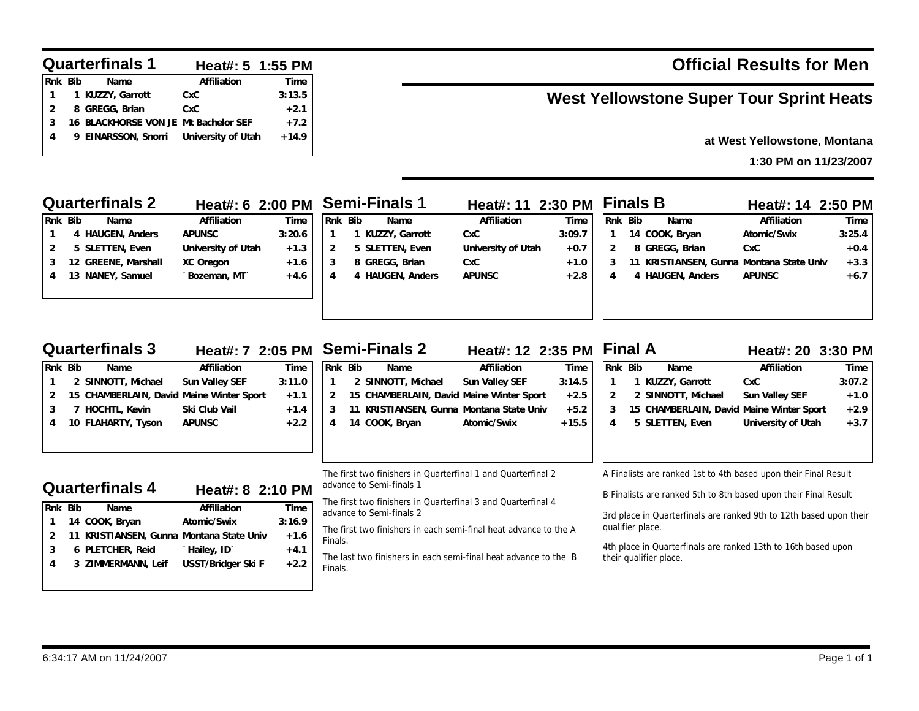# Official Results for Men

## West Yellowstone Super Tour Sprint Heats

**at West Yellowstone, Montana**

**1:30 PM on 11/23/2007**

### Quarterfinals 1 — Heat#: 5 1:55 PM

| Rnk | Bib | Name | Affiliation | Time |
|---|---|---|---|---|
| 1 | 1 | KUZZY, Garrott | CxC | 3:13.5 |
| 2 | 8 | GREGG, Brian | CxC | +2.1 |
| 3 | 16 | BLACKHORSE VON JE | Mt Bachelor SEF | +7.2 |
| 4 | 9 | EINARSSON, Snorri | University of Utah | +14.9 |

### Quarterfinals 2 — Heat#: 6 2:00 PM

| Rnk | Bib | Name | Affiliation | Time |
|---|---|---|---|---|
| 1 | 4 | HAUGEN, Anders | APUNSC | 3:20.6 |
| 2 | 5 | SLETTEN, Even | University of Utah | +1.3 |
| 3 | 12 | GREENE, Marshall | XC Oregon | +1.6 |
| 4 | 13 | NANEY, Samuel | `Bozeman, MT` | +4.6 |

### Quarterfinals 3 — Heat#: 7 2:05 PM

| Rnk | Bib | Name | Affiliation | Time |
|---|---|---|---|---|
| 1 | 2 | SINNOTT, Michael | Sun Valley SEF | 3:11.0 |
| 2 | 15 | CHAMBERLAIN, David | Maine Winter Sport | +1.1 |
| 3 | 7 | HOCHTL, Kevin | Ski Club Vail | +1.4 |
| 4 | 10 | FLAHARTY, Tyson | APUNSC | +2.2 |

### Quarterfinals 4 — Heat#: 8 2:10 PM

| Rnk | Bib | Name | Affiliation | Time |
|---|---|---|---|---|
| 1 | 14 | COOK, Bryan | Atomic/Swix | 3:16.9 |
| 2 | 11 | KRISTIANSEN, Gunna | Montana State Univ | +1.6 |
| 3 | 6 | PLETCHER, Reid | `Hailey, ID` | +4.1 |
| 4 | 3 | ZIMMERMANN, Leif | USST/Bridger Ski F | +2.2 |

### Semi-Finals 1 — Heat#: 11 2:30 PM

| Rnk | Bib | Name | Affiliation | Time |
|---|---|---|---|---|
| 1 | 1 | KUZZY, Garrott | CxC | 3:09.7 |
| 2 | 5 | SLETTEN, Even | University of Utah | +0.7 |
| 3 | 8 | GREGG, Brian | CxC | +1.0 |
| 4 | 4 | HAUGEN, Anders | APUNSC | +2.8 |

### Semi-Finals 2 — Heat#: 12 2:35 PM

| Rnk | Bib | Name | Affiliation | Time |
|---|---|---|---|---|
| 1 | 2 | SINNOTT, Michael | Sun Valley SEF | 3:14.5 |
| 2 | 15 | CHAMBERLAIN, David | Maine Winter Sport | +2.5 |
| 3 | 11 | KRISTIANSEN, Gunna | Montana State Univ | +5.2 |
| 4 | 14 | COOK, Bryan | Atomic/Swix | +15.5 |

The first two finishers in Quarterfinal 1 and Quarterfinal 2 advance to Semi-finals 1

The first two finishers in Quarterfinal 3 and Quarterfinal 4 advance to Semi-finals 2

The first two finishers in each semi-final heat advance to the A Finals.

The last two finishers in each semi-final heat advance to the B Finals.

### Finals B — Heat#: 14 2:50 PM

| Rnk | Bib | Name | Affiliation | Time |
|---|---|---|---|---|
| 1 | 14 | COOK, Bryan | Atomic/Swix | 3:25.4 |
| 2 | 8 | GREGG, Brian | CxC | +0.4 |
| 3 | 11 | KRISTIANSEN, Gunna | Montana State Univ | +3.3 |
| 4 | 4 | HAUGEN, Anders | APUNSC | +6.7 |

### Final A — Heat#: 20 3:30 PM

| Rnk | Bib | Name | Affiliation | Time |
|---|---|---|---|---|
| 1 | 1 | KUZZY, Garrott | CxC | 3:07.2 |
| 2 | 2 | SINNOTT, Michael | Sun Valley SEF | +1.0 |
| 3 | 15 | CHAMBERLAIN, David | Maine Winter Sport | +2.9 |
| 4 | 5 | SLETTEN, Even | University of Utah | +3.7 |

A Finalists are ranked 1st to 4th based upon their Final Result

B Finalists are ranked 5th to 8th based upon their Final Result

3rd place in Quarterfinals are ranked 9th to 12th based upon their qualifier place.

4th place in Quarterfinals are ranked 13th to 16th based upon their qualifier place.

6:34:17 AM on 11/24/2007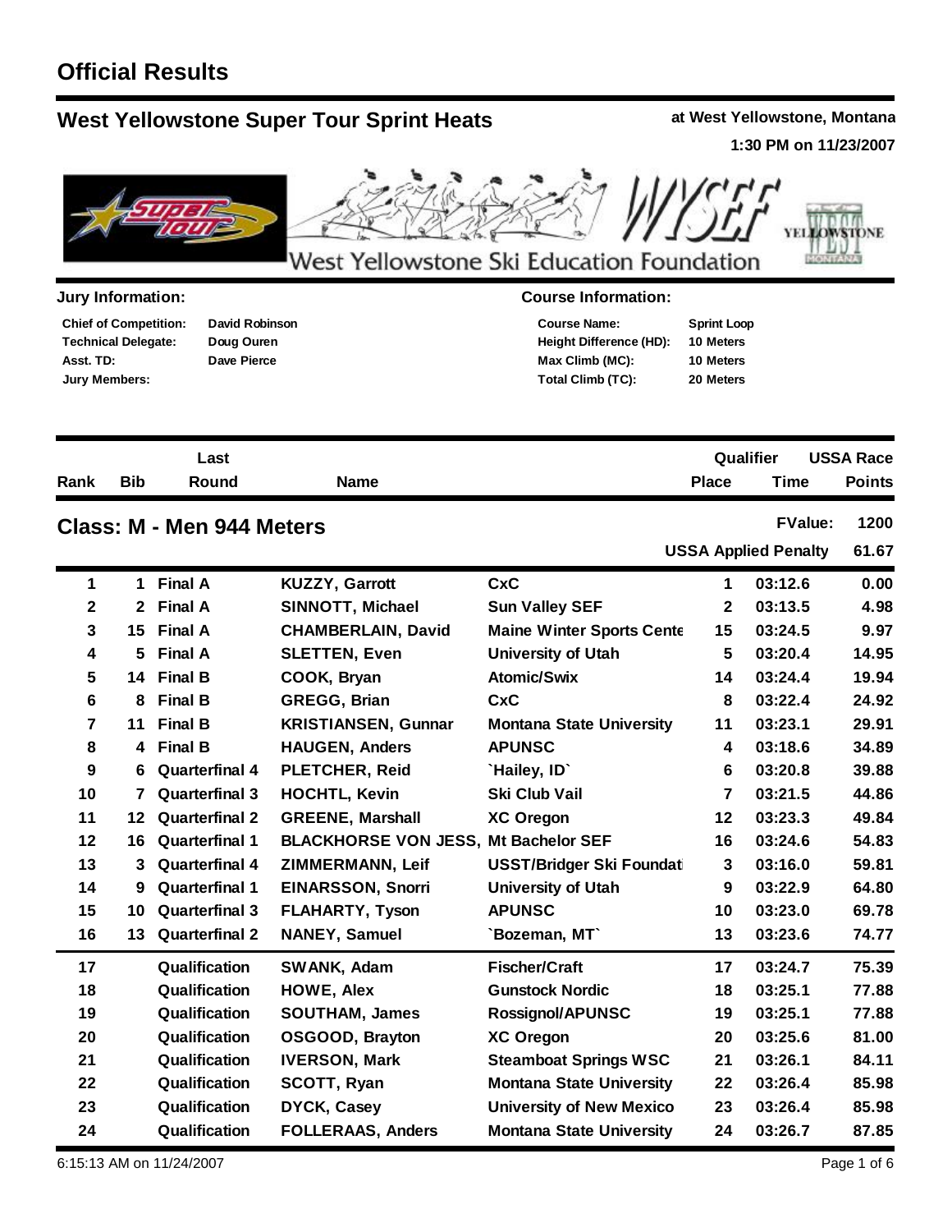# Official Results

## West Yellowstone Super Tour Sprint Heats

**at West Yellowstone, Montana**
**1:30 PM on 11/23/2007**

West Yellowstone Ski Education Foundation

**Jury Information:**

| | |
|---|---|
| Chief of Competition: | David Robinson |
| Technical Delegate: | Doug Ouren |
| Asst. TD: | Dave Pierce |
| Jury Members: | |

**Course Information:**

| | |
|---|---|
| Course Name: | Sprint Loop |
| Height Difference (HD): | 10 Meters |
| Max Climb (MC): | 10 Meters |
| Total Climb (TC): | 20 Meters |

### Class: M - Men 944 Meters

FValue: 1200
USSA Applied Penalty: 61.67

| Rank | Bib | Last Round | Name | | Qualifier Place | Qualifier Time | USSA Race Points |
|---|---|---|---|---|---|---|---|
| 1 | 1 | Final A | KUZZY, Garrott | CxC | 1 | 03:12.6 | 0.00 |
| 2 | 2 | Final A | SINNOTT, Michael | Sun Valley SEF | 2 | 03:13.5 | 4.98 |
| 3 | 15 | Final A | CHAMBERLAIN, David | Maine Winter Sports Cente | 15 | 03:24.5 | 9.97 |
| 4 | 5 | Final A | SLETTEN, Even | University of Utah | 5 | 03:20.4 | 14.95 |
| 5 | 14 | Final B | COOK, Bryan | Atomic/Swix | 14 | 03:24.4 | 19.94 |
| 6 | 8 | Final B | GREGG, Brian | CxC | 8 | 03:22.4 | 24.92 |
| 7 | 11 | Final B | KRISTIANSEN, Gunnar | Montana State University | 11 | 03:23.1 | 29.91 |
| 8 | 4 | Final B | HAUGEN, Anders | APUNSC | 4 | 03:18.6 | 34.89 |
| 9 | 6 | Quarterfinal 4 | PLETCHER, Reid | `Hailey, ID` | 6 | 03:20.8 | 39.88 |
| 10 | 7 | Quarterfinal 3 | HOCHTL, Kevin | Ski Club Vail | 7 | 03:21.5 | 44.86 |
| 11 | 12 | Quarterfinal 2 | GREENE, Marshall | XC Oregon | 12 | 03:23.3 | 49.84 |
| 12 | 16 | Quarterfinal 1 | BLACKHORSE VON JESS, | Mt Bachelor SEF | 16 | 03:24.6 | 54.83 |
| 13 | 3 | Quarterfinal 4 | ZIMMERMANN, Leif | USST/Bridger Ski Foundat | 3 | 03:16.0 | 59.81 |
| 14 | 9 | Quarterfinal 1 | EINARSSON, Snorri | University of Utah | 9 | 03:22.9 | 64.80 |
| 15 | 10 | Quarterfinal 3 | FLAHARTY, Tyson | APUNSC | 10 | 03:23.0 | 69.78 |
| 16 | 13 | Quarterfinal 2 | NANEY, Samuel | `Bozeman, MT` | 13 | 03:23.6 | 74.77 |
| 17 | | Qualification | SWANK, Adam | Fischer/Craft | 17 | 03:24.7 | 75.39 |
| 18 | | Qualification | HOWE, Alex | Gunstock Nordic | 18 | 03:25.1 | 77.88 |
| 19 | | Qualification | SOUTHAM, James | Rossignol/APUNSC | 19 | 03:25.1 | 77.88 |
| 20 | | Qualification | OSGOOD, Brayton | XC Oregon | 20 | 03:25.6 | 81.00 |
| 21 | | Qualification | IVERSON, Mark | Steamboat Springs WSC | 21 | 03:26.1 | 84.11 |
| 22 | | Qualification | SCOTT, Ryan | Montana State University | 22 | 03:26.4 | 85.98 |
| 23 | | Qualification | DYCK, Casey | University of New Mexico | 23 | 03:26.4 | 85.98 |
| 24 | | Qualification | FOLLERAAS, Anders | Montana State University | 24 | 03:26.7 | 87.85 |

6:15:13 AM on 11/24/2007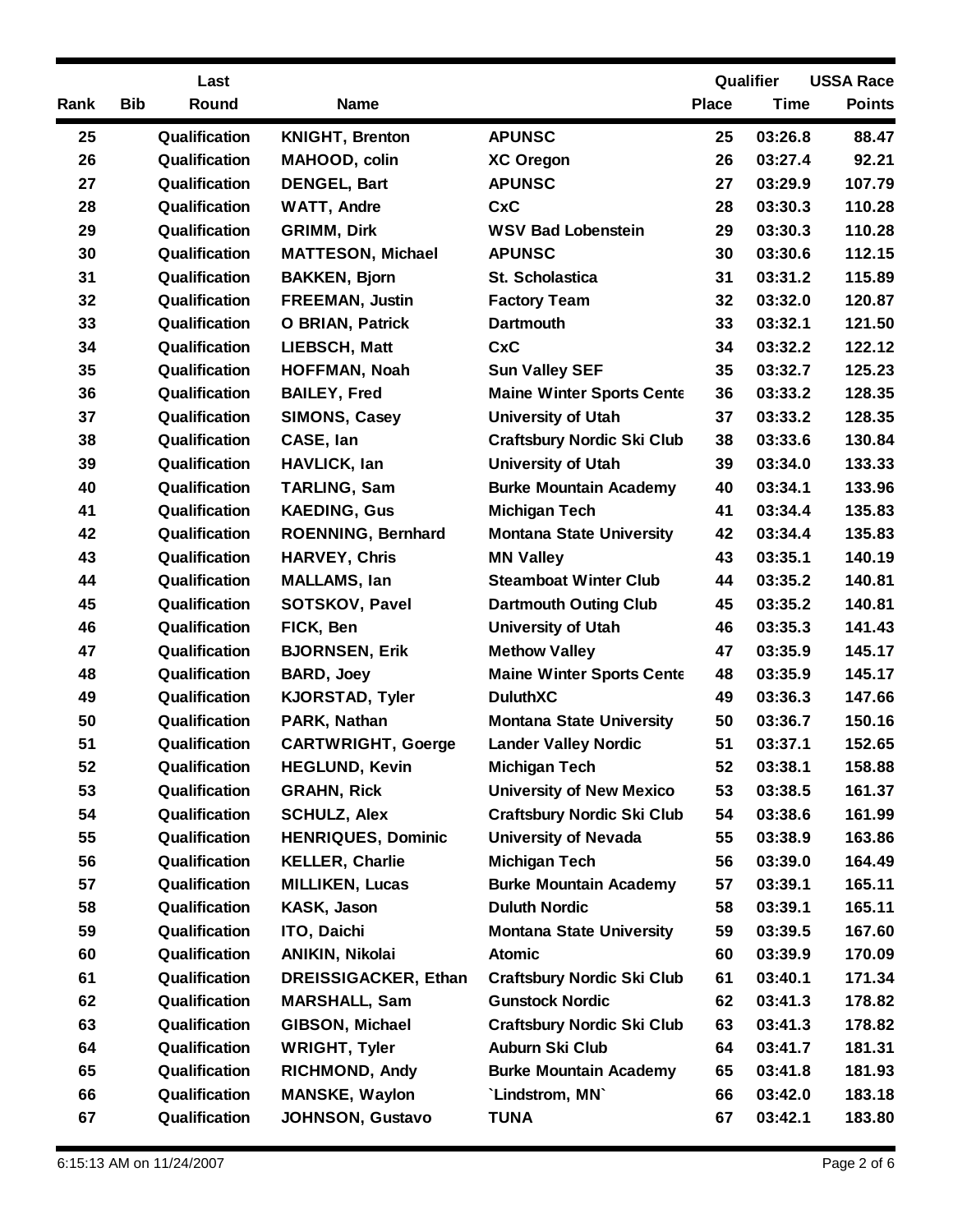| Rank | Bib | Last Round | Name | | Qualifier Place | Time | USSA Race Points |
|---|---|---|---|---|---|---|---|
| 25 | | Qualification | KNIGHT, Brenton | APUNSC | 25 | 03:26.8 | 88.47 |
| 26 | | Qualification | MAHOOD, colin | XC Oregon | 26 | 03:27.4 | 92.21 |
| 27 | | Qualification | DENGEL, Bart | APUNSC | 27 | 03:29.9 | 107.79 |
| 28 | | Qualification | WATT, Andre | CxC | 28 | 03:30.3 | 110.28 |
| 29 | | Qualification | GRIMM, Dirk | WSV Bad Lobenstein | 29 | 03:30.3 | 110.28 |
| 30 | | Qualification | MATTESON, Michael | APUNSC | 30 | 03:30.6 | 112.15 |
| 31 | | Qualification | BAKKEN, Bjorn | St. Scholastica | 31 | 03:31.2 | 115.89 |
| 32 | | Qualification | FREEMAN, Justin | Factory Team | 32 | 03:32.0 | 120.87 |
| 33 | | Qualification | O BRIAN, Patrick | Dartmouth | 33 | 03:32.1 | 121.50 |
| 34 | | Qualification | LIEBSCH, Matt | CxC | 34 | 03:32.2 | 122.12 |
| 35 | | Qualification | HOFFMAN, Noah | Sun Valley SEF | 35 | 03:32.7 | 125.23 |
| 36 | | Qualification | BAILEY, Fred | Maine Winter Sports Cente | 36 | 03:33.2 | 128.35 |
| 37 | | Qualification | SIMONS, Casey | University of Utah | 37 | 03:33.2 | 128.35 |
| 38 | | Qualification | CASE, Ian | Craftsbury Nordic Ski Club | 38 | 03:33.6 | 130.84 |
| 39 | | Qualification | HAVLICK, Ian | University of Utah | 39 | 03:34.0 | 133.33 |
| 40 | | Qualification | TARLING, Sam | Burke Mountain Academy | 40 | 03:34.1 | 133.96 |
| 41 | | Qualification | KAEDING, Gus | Michigan Tech | 41 | 03:34.4 | 135.83 |
| 42 | | Qualification | ROENNING, Bernhard | Montana State University | 42 | 03:34.4 | 135.83 |
| 43 | | Qualification | HARVEY, Chris | MN Valley | 43 | 03:35.1 | 140.19 |
| 44 | | Qualification | MALLAMS, Ian | Steamboat Winter Club | 44 | 03:35.2 | 140.81 |
| 45 | | Qualification | SOTSKOV, Pavel | Dartmouth Outing Club | 45 | 03:35.2 | 140.81 |
| 46 | | Qualification | FICK, Ben | University of Utah | 46 | 03:35.3 | 141.43 |
| 47 | | Qualification | BJORNSEN, Erik | Methow Valley | 47 | 03:35.9 | 145.17 |
| 48 | | Qualification | BARD, Joey | Maine Winter Sports Cente | 48 | 03:35.9 | 145.17 |
| 49 | | Qualification | KJORSTAD, Tyler | DuluthXC | 49 | 03:36.3 | 147.66 |
| 50 | | Qualification | PARK, Nathan | Montana State University | 50 | 03:36.7 | 150.16 |
| 51 | | Qualification | CARTWRIGHT, Goerge | Lander Valley Nordic | 51 | 03:37.1 | 152.65 |
| 52 | | Qualification | HEGLUND, Kevin | Michigan Tech | 52 | 03:38.1 | 158.88 |
| 53 | | Qualification | GRAHN, Rick | University of New Mexico | 53 | 03:38.5 | 161.37 |
| 54 | | Qualification | SCHULZ, Alex | Craftsbury Nordic Ski Club | 54 | 03:38.6 | 161.99 |
| 55 | | Qualification | HENRIQUES, Dominic | University of Nevada | 55 | 03:38.9 | 163.86 |
| 56 | | Qualification | KELLER, Charlie | Michigan Tech | 56 | 03:39.0 | 164.49 |
| 57 | | Qualification | MILLIKEN, Lucas | Burke Mountain Academy | 57 | 03:39.1 | 165.11 |
| 58 | | Qualification | KASK, Jason | Duluth Nordic | 58 | 03:39.1 | 165.11 |
| 59 | | Qualification | ITO, Daichi | Montana State University | 59 | 03:39.5 | 167.60 |
| 60 | | Qualification | ANIKIN, Nikolai | Atomic | 60 | 03:39.9 | 170.09 |
| 61 | | Qualification | DREISSIGACKER, Ethan | Craftsbury Nordic Ski Club | 61 | 03:40.1 | 171.34 |
| 62 | | Qualification | MARSHALL, Sam | Gunstock Nordic | 62 | 03:41.3 | 178.82 |
| 63 | | Qualification | GIBSON, Michael | Craftsbury Nordic Ski Club | 63 | 03:41.3 | 178.82 |
| 64 | | Qualification | WRIGHT, Tyler | Auburn Ski Club | 64 | 03:41.7 | 181.31 |
| 65 | | Qualification | RICHMOND, Andy | Burke Mountain Academy | 65 | 03:41.8 | 181.93 |
| 66 | | Qualification | MANSKE, Waylon | `Lindstrom, MN` | 66 | 03:42.0 | 183.18 |
| 67 | | Qualification | JOHNSON, Gustavo | TUNA | 67 | 03:42.1 | 183.80 |

6:15:13 AM on 11/24/2007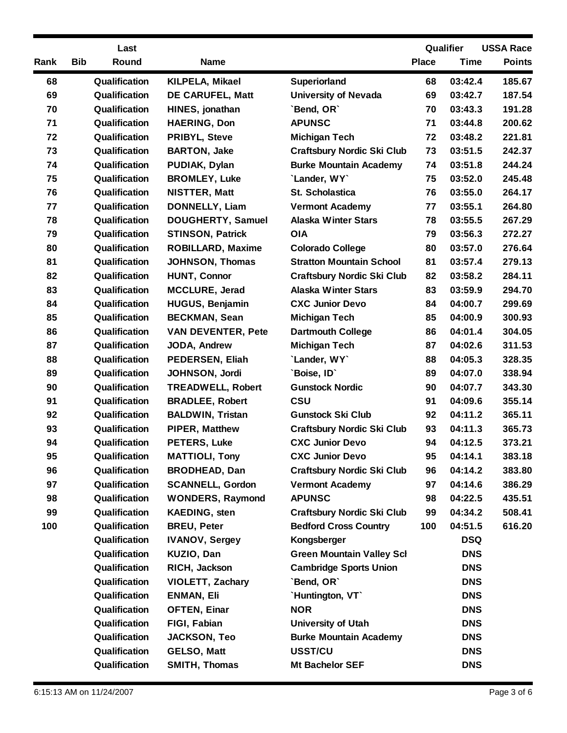| Rank | Bib | Last Round | Name | | Qualifier Place | Time | USSA Race Points |
|---|---|---|---|---|---|---|---|
| 68 | | Qualification | KILPELA, Mikael | Superiorland | 68 | 03:42.4 | 185.67 |
| 69 | | Qualification | DE CARUFEL, Matt | University of Nevada | 69 | 03:42.7 | 187.54 |
| 70 | | Qualification | HINES, jonathan | `Bend, OR` | 70 | 03:43.3 | 191.28 |
| 71 | | Qualification | HAERING, Don | APUNSC | 71 | 03:44.8 | 200.62 |
| 72 | | Qualification | PRIBYL, Steve | Michigan Tech | 72 | 03:48.2 | 221.81 |
| 73 | | Qualification | BARTON, Jake | Craftsbury Nordic Ski Club | 73 | 03:51.5 | 242.37 |
| 74 | | Qualification | PUDIAK, Dylan | Burke Mountain Academy | 74 | 03:51.8 | 244.24 |
| 75 | | Qualification | BROMLEY, Luke | `Lander, WY` | 75 | 03:52.0 | 245.48 |
| 76 | | Qualification | NISTTER, Matt | St. Scholastica | 76 | 03:55.0 | 264.17 |
| 77 | | Qualification | DONNELLY, Liam | Vermont Academy | 77 | 03:55.1 | 264.80 |
| 78 | | Qualification | DOUGHERTY, Samuel | Alaska Winter Stars | 78 | 03:55.5 | 267.29 |
| 79 | | Qualification | STINSON, Patrick | OIA | 79 | 03:56.3 | 272.27 |
| 80 | | Qualification | ROBILLARD, Maxime | Colorado College | 80 | 03:57.0 | 276.64 |
| 81 | | Qualification | JOHNSON, Thomas | Stratton Mountain School | 81 | 03:57.4 | 279.13 |
| 82 | | Qualification | HUNT, Connor | Craftsbury Nordic Ski Club | 82 | 03:58.2 | 284.11 |
| 83 | | Qualification | MCCLURE, Jerad | Alaska Winter Stars | 83 | 03:59.9 | 294.70 |
| 84 | | Qualification | HUGUS, Benjamin | CXC Junior Devo | 84 | 04:00.7 | 299.69 |
| 85 | | Qualification | BECKMAN, Sean | Michigan Tech | 85 | 04:00.9 | 300.93 |
| 86 | | Qualification | VAN DEVENTER, Pete | Dartmouth College | 86 | 04:01.4 | 304.05 |
| 87 | | Qualification | JODA, Andrew | Michigan Tech | 87 | 04:02.6 | 311.53 |
| 88 | | Qualification | PEDERSEN, Eliah | `Lander, WY` | 88 | 04:05.3 | 328.35 |
| 89 | | Qualification | JOHNSON, Jordi | `Boise, ID` | 89 | 04:07.0 | 338.94 |
| 90 | | Qualification | TREADWELL, Robert | Gunstock Nordic | 90 | 04:07.7 | 343.30 |
| 91 | | Qualification | BRADLEE, Robert | CSU | 91 | 04:09.6 | 355.14 |
| 92 | | Qualification | BALDWIN, Tristan | Gunstock Ski Club | 92 | 04:11.2 | 365.11 |
| 93 | | Qualification | PIPER, Matthew | Craftsbury Nordic Ski Club | 93 | 04:11.3 | 365.73 |
| 94 | | Qualification | PETERS, Luke | CXC Junior Devo | 94 | 04:12.5 | 373.21 |
| 95 | | Qualification | MATTIOLI, Tony | CXC Junior Devo | 95 | 04:14.1 | 383.18 |
| 96 | | Qualification | BRODHEAD, Dan | Craftsbury Nordic Ski Club | 96 | 04:14.2 | 383.80 |
| 97 | | Qualification | SCANNELL, Gordon | Vermont Academy | 97 | 04:14.6 | 386.29 |
| 98 | | Qualification | WONDERS, Raymond | APUNSC | 98 | 04:22.5 | 435.51 |
| 99 | | Qualification | KAEDING, sten | Craftsbury Nordic Ski Club | 99 | 04:34.2 | 508.41 |
| 100 | | Qualification | BREU, Peter | Bedford Cross Country | 100 | 04:51.5 | 616.20 |
| | | Qualification | IVANOV, Sergey | Kongsberger | | DSQ | |
| | | Qualification | KUZIO, Dan | Green Mountain Valley Scl | | DNS | |
| | | Qualification | RICH, Jackson | Cambridge Sports Union | | DNS | |
| | | Qualification | VIOLETT, Zachary | `Bend, OR` | | DNS | |
| | | Qualification | ENMAN, Eli | `Huntington, VT` | | DNS | |
| | | Qualification | OFTEN, Einar | NOR | | DNS | |
| | | Qualification | FIGI, Fabian | University of Utah | | DNS | |
| | | Qualification | JACKSON, Teo | Burke Mountain Academy | | DNS | |
| | | Qualification | GELSO, Matt | USST/CU | | DNS | |
| | | Qualification | SMITH, Thomas | Mt Bachelor SEF | | DNS | |

6:15:13 AM on 11/24/2007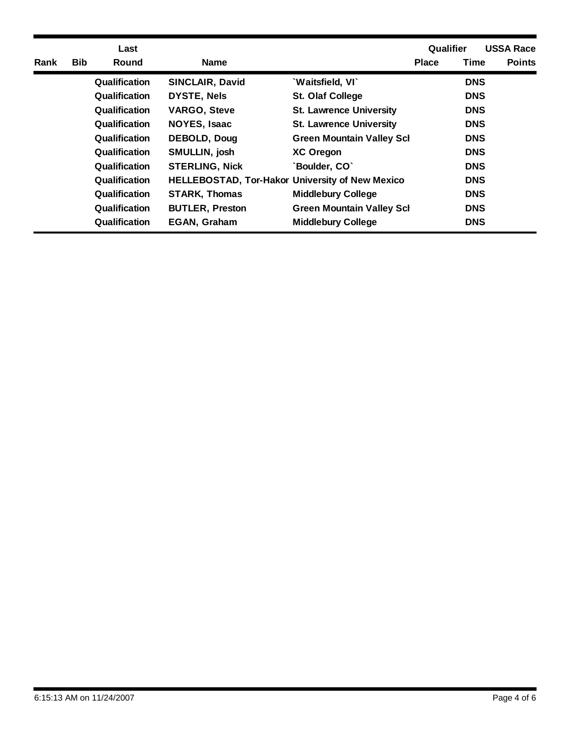| Rank | Bib | Last Round | Name | | Place | Qualifier Time | USSA Race Points |
|---|---|---|---|---|---|---|---|
| | | Qualification | SINCLAIR, David | `Waitsfield, VI` | | DNS | |
| | | Qualification | DYSTE, Nels | St. Olaf College | | DNS | |
| | | Qualification | VARGO, Steve | St. Lawrence University | | DNS | |
| | | Qualification | NOYES, Isaac | St. Lawrence University | | DNS | |
| | | Qualification | DEBOLD, Doug | Green Mountain Valley Scl | | DNS | |
| | | Qualification | SMULLIN, josh | XC Oregon | | DNS | |
| | | Qualification | STERLING, Nick | `Boulder, CO` | | DNS | |
| | | Qualification | HELLEBOSTAD, Tor-Hakor | University of New Mexico | | DNS | |
| | | Qualification | STARK, Thomas | Middlebury College | | DNS | |
| | | Qualification | BUTLER, Preston | Green Mountain Valley Scl | | DNS | |
| | | Qualification | EGAN, Graham | Middlebury College | | DNS | |

6:15:13 AM on 11/24/2007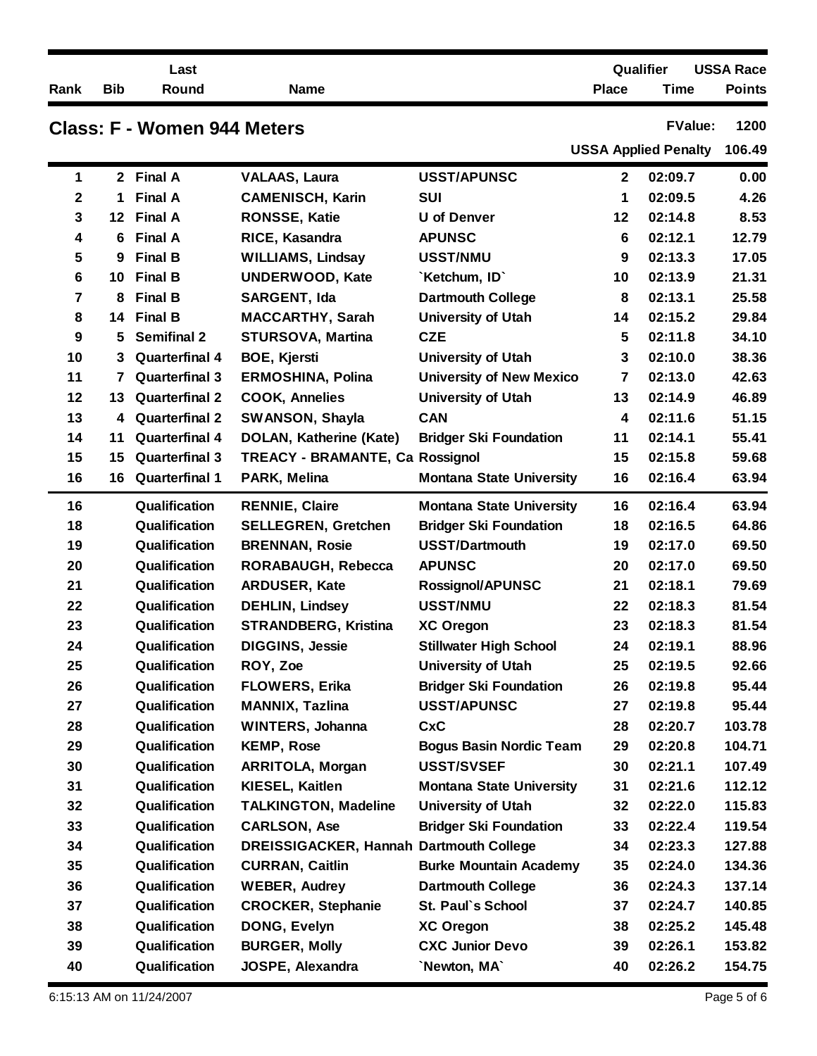| Rank | Bib | Last Round | Name | | Qualifier Place | Time | USSA Race Points |
|---|---|---|---|---|---|---|---|

## Class: F - Women 944 Meters

FValue: 1200

USSA Applied Penalty 106.49

| Rank | Bib | Last Round | Name | | Qualifier Place | Time | USSA Race Points |
|---|---|---|---|---|---|---|---|
| 1 | 2 | Final A | VALAAS, Laura | USST/APUNSC | 2 | 02:09.7 | 0.00 |
| 2 | 1 | Final A | CAMENISCH, Karin | SUI | 1 | 02:09.5 | 4.26 |
| 3 | 12 | Final A | RONSSE, Katie | U of Denver | 12 | 02:14.8 | 8.53 |
| 4 | 6 | Final A | RICE, Kasandra | APUNSC | 6 | 02:12.1 | 12.79 |
| 5 | 9 | Final B | WILLIAMS, Lindsay | USST/NMU | 9 | 02:13.3 | 17.05 |
| 6 | 10 | Final B | UNDERWOOD, Kate | `Ketchum, ID` | 10 | 02:13.9 | 21.31 |
| 7 | 8 | Final B | SARGENT, Ida | Dartmouth College | 8 | 02:13.1 | 25.58 |
| 8 | 14 | Final B | MACCARTHY, Sarah | University of Utah | 14 | 02:15.2 | 29.84 |
| 9 | 5 | Semifinal 2 | STURSOVA, Martina | CZE | 5 | 02:11.8 | 34.10 |
| 10 | 3 | Quarterfinal 4 | BOE, Kjersti | University of Utah | 3 | 02:10.0 | 38.36 |
| 11 | 7 | Quarterfinal 3 | ERMOSHINA, Polina | University of New Mexico | 7 | 02:13.0 | 42.63 |
| 12 | 13 | Quarterfinal 2 | COOK, Annelies | University of Utah | 13 | 02:14.9 | 46.89 |
| 13 | 4 | Quarterfinal 2 | SWANSON, Shayla | CAN | 4 | 02:11.6 | 51.15 |
| 14 | 11 | Quarterfinal 4 | DOLAN, Katherine (Kate) | Bridger Ski Foundation | 11 | 02:14.1 | 55.41 |
| 15 | 15 | Quarterfinal 3 | TREACY - BRAMANTE, Ca | Rossignol | 15 | 02:15.8 | 59.68 |
| 16 | 16 | Quarterfinal 1 | PARK, Melina | Montana State University | 16 | 02:16.4 | 63.94 |
| 16 | | Qualification | RENNIE, Claire | Montana State University | 16 | 02:16.4 | 63.94 |
| 18 | | Qualification | SELLEGREN, Gretchen | Bridger Ski Foundation | 18 | 02:16.5 | 64.86 |
| 19 | | Qualification | BRENNAN, Rosie | USST/Dartmouth | 19 | 02:17.0 | 69.50 |
| 20 | | Qualification | RORABAUGH, Rebecca | APUNSC | 20 | 02:17.0 | 69.50 |
| 21 | | Qualification | ARDUSER, Kate | Rossignol/APUNSC | 21 | 02:18.1 | 79.69 |
| 22 | | Qualification | DEHLIN, Lindsey | USST/NMU | 22 | 02:18.3 | 81.54 |
| 23 | | Qualification | STRANDBERG, Kristina | XC Oregon | 23 | 02:18.3 | 81.54 |
| 24 | | Qualification | DIGGINS, Jessie | Stillwater High School | 24 | 02:19.1 | 88.96 |
| 25 | | Qualification | ROY, Zoe | University of Utah | 25 | 02:19.5 | 92.66 |
| 26 | | Qualification | FLOWERS, Erika | Bridger Ski Foundation | 26 | 02:19.8 | 95.44 |
| 27 | | Qualification | MANNIX, Tazlina | USST/APUNSC | 27 | 02:19.8 | 95.44 |
| 28 | | Qualification | WINTERS, Johanna | CxC | 28 | 02:20.7 | 103.78 |
| 29 | | Qualification | KEMP, Rose | Bogus Basin Nordic Team | 29 | 02:20.8 | 104.71 |
| 30 | | Qualification | ARRITOLA, Morgan | USST/SVSEF | 30 | 02:21.1 | 107.49 |
| 31 | | Qualification | KIESEL, Kaitlen | Montana State University | 31 | 02:21.6 | 112.12 |
| 32 | | Qualification | TALKINGTON, Madeline | University of Utah | 32 | 02:22.0 | 115.83 |
| 33 | | Qualification | CARLSON, Ase | Bridger Ski Foundation | 33 | 02:22.4 | 119.54 |
| 34 | | Qualification | DREISSIGACKER, Hannah | Dartmouth College | 34 | 02:23.3 | 127.88 |
| 35 | | Qualification | CURRAN, Caitlin | Burke Mountain Academy | 35 | 02:24.0 | 134.36 |
| 36 | | Qualification | WEBER, Audrey | Dartmouth College | 36 | 02:24.3 | 137.14 |
| 37 | | Qualification | CROCKER, Stephanie | St. Paul`s School | 37 | 02:24.7 | 140.85 |
| 38 | | Qualification | DONG, Evelyn | XC Oregon | 38 | 02:25.2 | 145.48 |
| 39 | | Qualification | BURGER, Molly | CXC Junior Devo | 39 | 02:26.1 | 153.82 |
| 40 | | Qualification | JOSPE, Alexandra | `Newton, MA` | 40 | 02:26.2 | 154.75 |

6:15:13 AM on 11/24/2007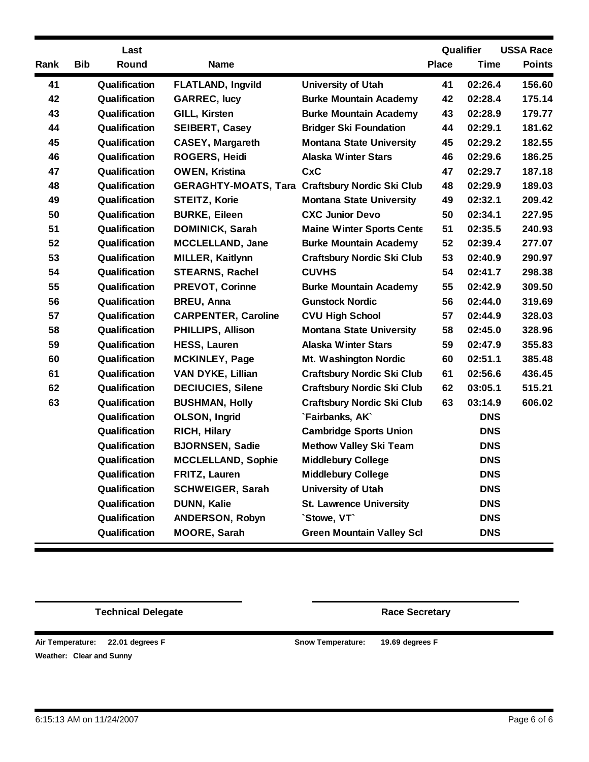| Rank | Bib | Last Round | Name | | Place | Qualifier Time | USSA Race Points |
|---|---|---|---|---|---|---|---|
| 41 | | Qualification | FLATLAND, Ingvild | University of Utah | 41 | 02:26.4 | 156.60 |
| 42 | | Qualification | GARREC, lucy | Burke Mountain Academy | 42 | 02:28.4 | 175.14 |
| 43 | | Qualification | GILL, Kirsten | Burke Mountain Academy | 43 | 02:28.9 | 179.77 |
| 44 | | Qualification | SEIBERT, Casey | Bridger Ski Foundation | 44 | 02:29.1 | 181.62 |
| 45 | | Qualification | CASEY, Margareth | Montana State University | 45 | 02:29.2 | 182.55 |
| 46 | | Qualification | ROGERS, Heidi | Alaska Winter Stars | 46 | 02:29.6 | 186.25 |
| 47 | | Qualification | OWEN, Kristina | CxC | 47 | 02:29.7 | 187.18 |
| 48 | | Qualification | GERAGHTY-MOATS, Tara | Craftsbury Nordic Ski Club | 48 | 02:29.9 | 189.03 |
| 49 | | Qualification | STEITZ, Korie | Montana State University | 49 | 02:32.1 | 209.42 |
| 50 | | Qualification | BURKE, Eileen | CXC Junior Devo | 50 | 02:34.1 | 227.95 |
| 51 | | Qualification | DOMINICK, Sarah | Maine Winter Sports Cente | 51 | 02:35.5 | 240.93 |
| 52 | | Qualification | MCCLELLAND, Jane | Burke Mountain Academy | 52 | 02:39.4 | 277.07 |
| 53 | | Qualification | MILLER, Kaitlynn | Craftsbury Nordic Ski Club | 53 | 02:40.9 | 290.97 |
| 54 | | Qualification | STEARNS, Rachel | CUVHS | 54 | 02:41.7 | 298.38 |
| 55 | | Qualification | PREVOT, Corinne | Burke Mountain Academy | 55 | 02:42.9 | 309.50 |
| 56 | | Qualification | BREU, Anna | Gunstock Nordic | 56 | 02:44.0 | 319.69 |
| 57 | | Qualification | CARPENTER, Caroline | CVU High School | 57 | 02:44.9 | 328.03 |
| 58 | | Qualification | PHILLIPS, Allison | Montana State University | 58 | 02:45.0 | 328.96 |
| 59 | | Qualification | HESS, Lauren | Alaska Winter Stars | 59 | 02:47.9 | 355.83 |
| 60 | | Qualification | MCKINLEY, Page | Mt. Washington Nordic | 60 | 02:51.1 | 385.48 |
| 61 | | Qualification | VAN DYKE, Lillian | Craftsbury Nordic Ski Club | 61 | 02:56.6 | 436.45 |
| 62 | | Qualification | DECIUCIES, Silene | Craftsbury Nordic Ski Club | 62 | 03:05.1 | 515.21 |
| 63 | | Qualification | BUSHMAN, Holly | Craftsbury Nordic Ski Club | 63 | 03:14.9 | 606.02 |
| | | Qualification | OLSON, Ingrid | `Fairbanks, AK` | | DNS | |
| | | Qualification | RICH, Hilary | Cambridge Sports Union | | DNS | |
| | | Qualification | BJORNSEN, Sadie | Methow Valley Ski Team | | DNS | |
| | | Qualification | MCCLELLAND, Sophie | Middlebury College | | DNS | |
| | | Qualification | FRITZ, Lauren | Middlebury College | | DNS | |
| | | Qualification | SCHWEIGER, Sarah | University of Utah | | DNS | |
| | | Qualification | DUNN, Kalie | St. Lawrence University | | DNS | |
| | | Qualification | ANDERSON, Robyn | `Stowe, VT` | | DNS | |
| | | Qualification | MOORE, Sarah | Green Mountain Valley Scl | | DNS | |

**Technical Delegate** **Race Secretary**

**Air Temperature:** 22.01 degrees F **Snow Temperature:** 19.69 degrees F

**Weather:** Clear and Sunny

6:15:13 AM on 11/24/2007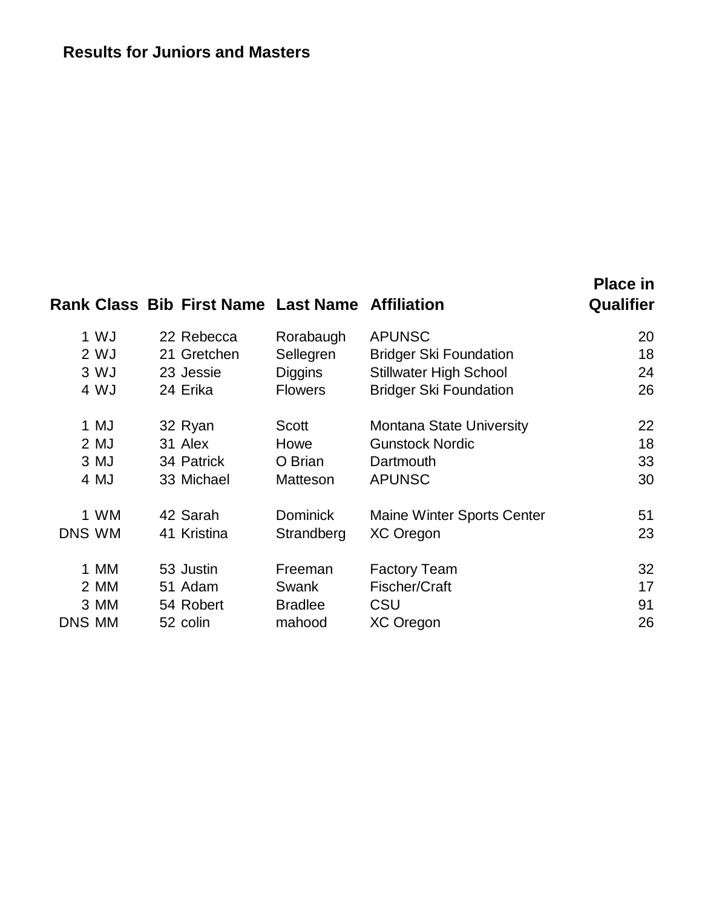**Results for Juniors and Masters**

| Rank | Class | Bib | First Name | Last Name | Affiliation | Place in Qualifier |
|---|---|---|---|---|---|---|
| 1 | WJ | 22 | Rebecca | Rorabaugh | APUNSC | 20 |
| 2 | WJ | 21 | Gretchen | Sellegren | Bridger Ski Foundation | 18 |
| 3 | WJ | 23 | Jessie | Diggins | Stillwater High School | 24 |
| 4 | WJ | 24 | Erika | Flowers | Bridger Ski Foundation | 26 |
| | | | | | | |
| 1 | MJ | 32 | Ryan | Scott | Montana State University | 22 |
| 2 | MJ | 31 | Alex | Howe | Gunstock Nordic | 18 |
| 3 | MJ | 34 | Patrick | O Brian | Dartmouth | 33 |
| 4 | MJ | 33 | Michael | Matteson | APUNSC | 30 |
| | | | | | | |
| 1 | WM | 42 | Sarah | Dominick | Maine Winter Sports Center | 51 |
| DNS | WM | 41 | Kristina | Strandberg | XC Oregon | 23 |
| | | | | | | |
| 1 | MM | 53 | Justin | Freeman | Factory Team | 32 |
| 2 | MM | 51 | Adam | Swank | Fischer/Craft | 17 |
| 3 | MM | 54 | Robert | Bradlee | CSU | 91 |
| DNS | MM | 52 | colin | mahood | XC Oregon | 26 |